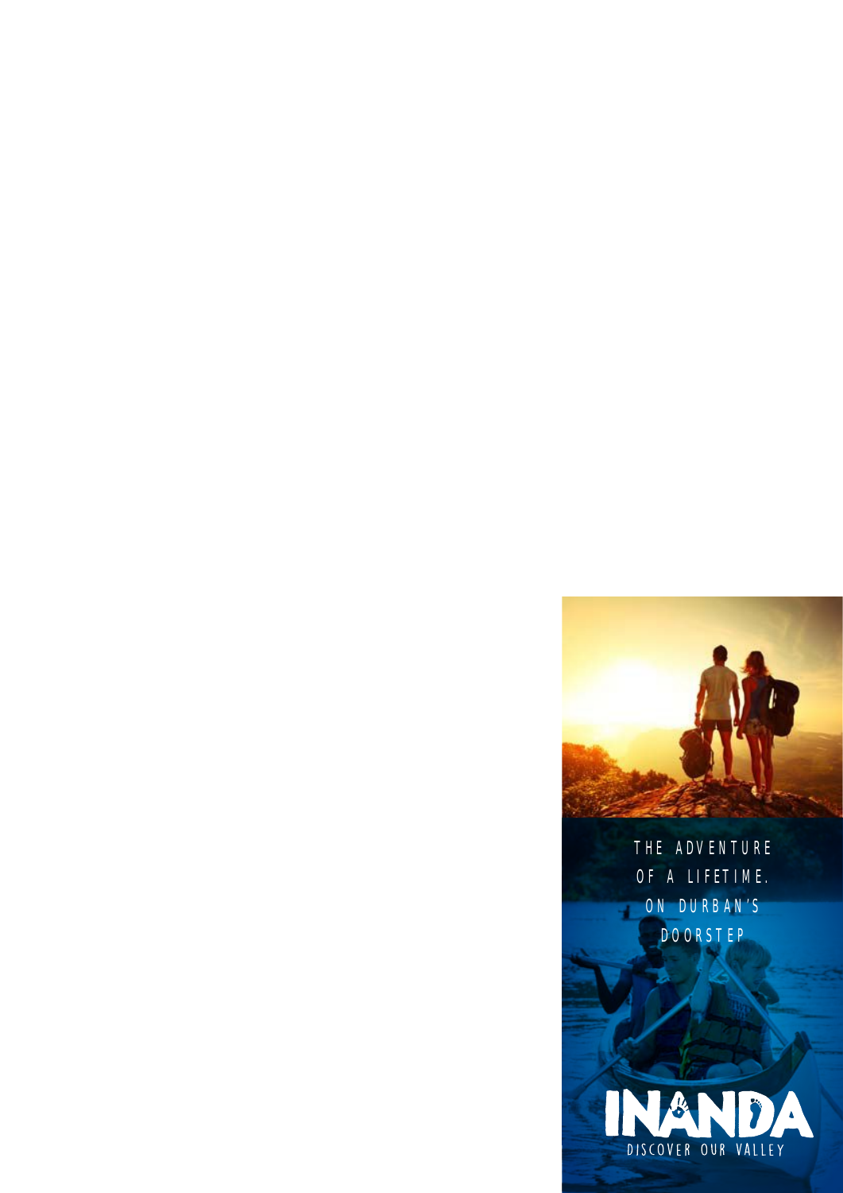THE ADVENTURE OF A LIFETIME. ON DURBAN'S DOORSTEP

INANDA

DISCOVER OUR VALLEY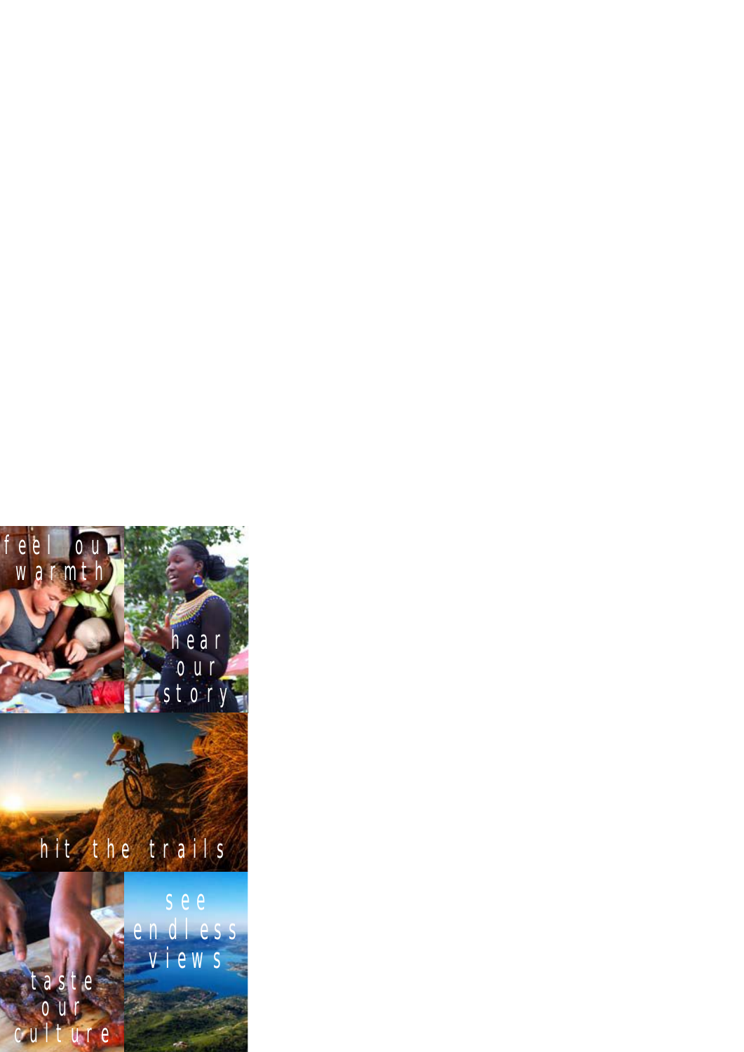feel our warmth

hear our story

hit the trails

taste our culture

see endless views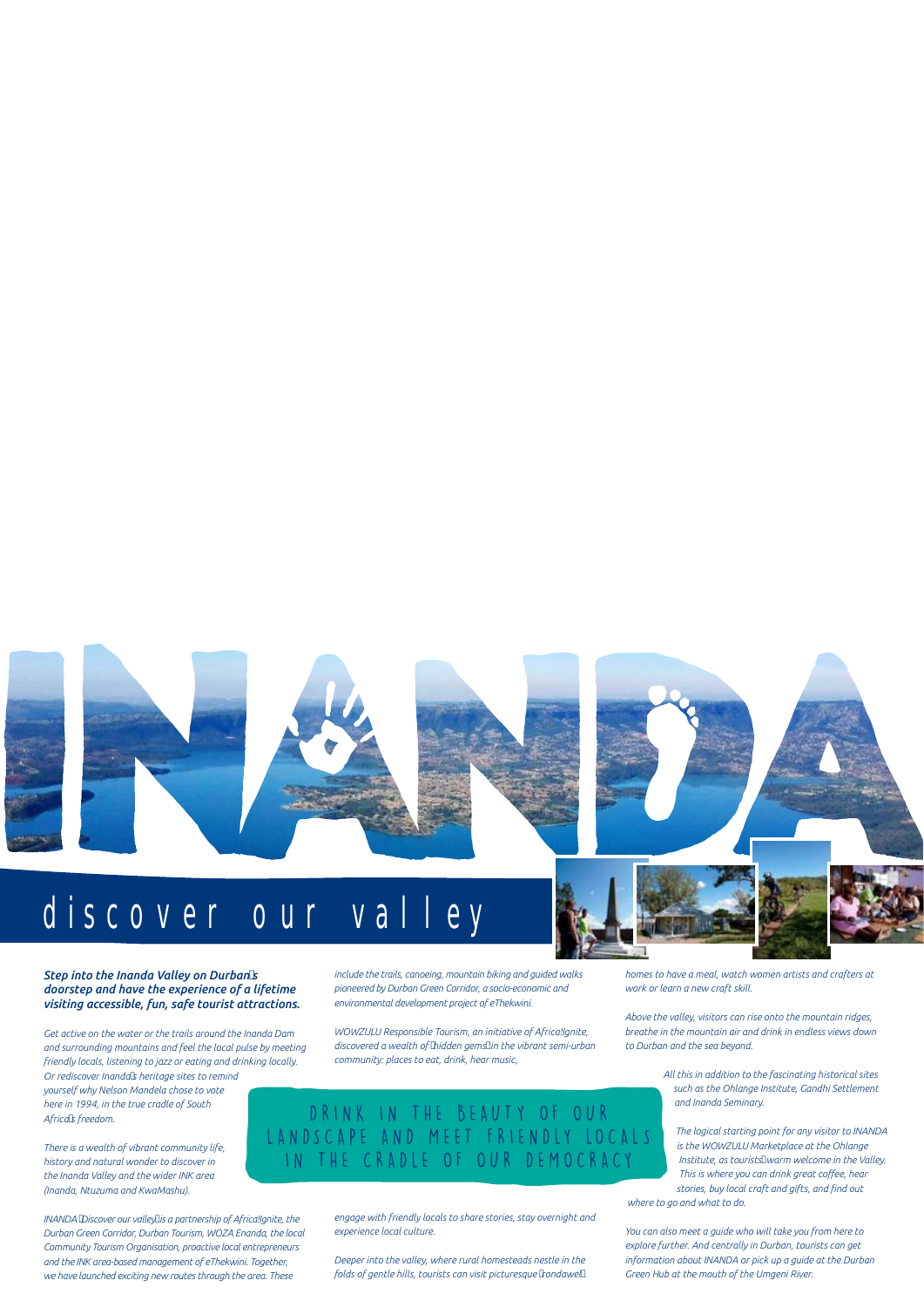# INANDA

## discover our valley

***Step into the Inanda Valley on Durban's doorstep and have the experience of a lifetime visiting accessible, fun, safe tourist attractions.***

*Get active on the water or the trails around the Inanda Dam and surrounding mountains and feel the local pulse by meeting friendly locals, listening to jazz or eating and drinking locally. Or rediscover Inanda's heritage sites to remind yourself why Nelson Mandela chose to vote here in 1994, in the true cradle of South Africa's freedom.*

*There is a wealth of vibrant community life, history and natural wonder to discover in the Inanda Valley and the wider INK area (Inanda, Ntuzuma and KwaMashu).*

*INANDA 'Discover our valley' is a partnership of Africa!Ignite, the Durban Green Corridor, Durban Tourism, WOZA Enanda, the local Community Tourism Organisation, proactive local entrepreneurs and the INK area-based management of eThekwini. Together, we have launched exciting new routes through the area. These include the trails, canoeing, mountain biking and guided walks pioneered by Durban Green Corridor, a socio-economic and environmental development project of eThekwini.*

*WOWZULU Responsible Tourism, an initiative of Africa!Ignite, discovered a wealth of 'hidden gems' in the vibrant semi-urban community: places to eat, drink, hear music, engage with friendly locals to share stories, stay overnight and experience local culture.*

**DRINK IN THE BEAUTY OF OUR LANDSCAPE AND MEET FRIENDLY LOCALS IN THE CRADLE OF OUR DEMOCRACY**

*Deeper into the valley, where rural homesteads nestle in the folds of gentle hills, tourists can visit picturesque 'rondavel' homes to have a meal, watch women artists and crafters at work or learn a new craft skill.*

*Above the valley, visitors can rise onto the mountain ridges, breathe in the mountain air and drink in endless views down to Durban and the sea beyond.*

*All this in addition to the fascinating historical sites such as the Ohlange Institute, Gandhi Settlement and Inanda Seminary.*

*The logical starting point for any visitor to INANDA is the WOWZULU Marketplace at the Ohlange Institute, as tourists' warm welcome in the Valley. This is where you can drink great coffee, hear stories, buy local craft and gifts, and find out where to go and what to do.*

*You can also meet a guide who will take you from here to explore further. And centrally in Durban, tourists can get information about INANDA or pick up a guide at the Durban Green Hub at the mouth of the Umgeni River.*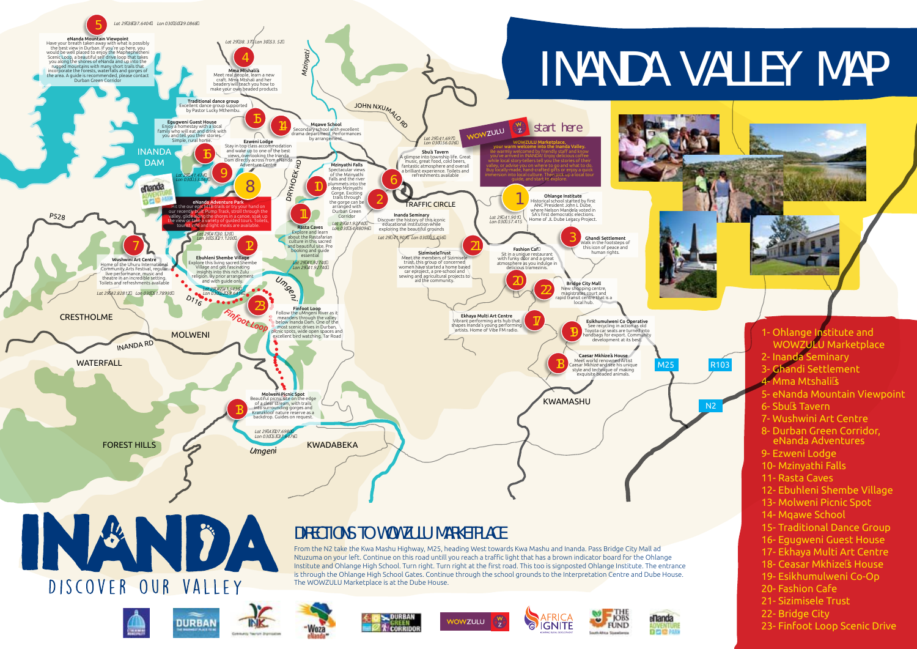# INANDA VALLEY MAP

## start here

**WOWZULU Marketplace, your warm welcome into the Inanda Valley.** Be warmly welcomed by friendly staff and know you've arrived in INANDA! Enjoy delicious coffee while local story-tellers tell you the stories of their valley, or advise you on where to go and what to do. Buy locally-made, hand-crafted gifts or enjoy a quick immersion into local culture. Then pick up a local tour guide, and start to explore.

**1 - Ohlange Institute**
Historical school started by first ANC President John L Dube, where Nelson Mandela voted in SA's first democratic elections. Home of JL Dube Legacy Project.
Lat 29°41.901' Lon 030°57.415'

**2 - Inanda Seminary**
Discover the history of this iconic educational institution while exploring the beautiful grounds.
Lat 29°41.901' Lon 030°55.456'

**3 - Ghandi Settlement**
Walk in the footsteps of this icon of peace and human rights.

**4 - Mma Mtshali's**
Meet real people, learn a new craft. Mma Mtshali and her beaders will teach you how to make your own beaded products.
Lat 29°38. 370 Lon 30°53. 520

**5 - eNanda Mountain Viewpoint**
Have your breath taken away with what is possibly the best view in Durban. If you're up here, you would be well placed to enjoy the Maphephetheni Scenic Loop, a beautiful self drive loop that takes you along the shores of eNanda and up into the rugged mountains with many short trails that incorporate the forests, waterfalls and gorges of the area. A guide is recommended, please contact Durban Green Corridor
Lat 29°38'37.6404" Lon 030°50'29.0868"

**6 - Sbu's Tavern**
A glimpse into township life. Great music, great food, cold beers, fantastic atmosphere and overall a brilliant experience. Toilets and refreshments available
Lat 29°41.697' Lon 030°56.026'

**7 - Wushwini Art Centre**
Home of the Uhuru International Community Arts Festival, regular live performance, music and theatre in an incredible setting. Toilets and refreshments available
Lat 29°42.8281' Lon 030°51.7893'

**8 - eNanda Adventure Park**
Hit the our epic MTB trails or try your hand on our recently built Pump Track, stroll through the valley, glide along the shores in a canoe, soak up the view or take a variety of guided tours. Toilets, tourist info and light meals are available.
Lat 29°41'30.120" Lon 30°53'21.120"

**9 - Ezweni Lodge**
Stay in top class accommodation and wake up to one of the best views, overlooking the Inanda Dam directly across from eNanda Adventure Centre
Lat 29°41.434' Lon 030°53.167'

**10 - Mzinyathi Falls**
Spectacular views of the Mzinyathi Falls and the river plummets into the deep Mzinyathi Gorge. Exciting trails through the gorge can be arranged with Durban Green Corridor
Lat 29°41.9274' Lon 030°54.4809'

**11 - Rasta Caves**
Explore and learn about the Rastafarian culture in this sacred and beautiful site. Pre booking and guide essential
Lat 29°41.9274' Lon 29°41.9274'

**12 - Ebuhleni Shembe Village**
Explore this living sacred Shembe Village and get fascinating insights into this rich Zulu religion. By prior arrangement and with guide only.
Lat 29°42'41.5436" Lon 030°53'38.6416"

**13 - Molweni Picnic Spot**
Beautiful picnic site on the edge of a clear stream, with trails into surrounding gorges and Kranzkloof nature reserve as a backdrop. Guides on request.
Lat 29°45'07.6980" Lon 030°53'27.6476"

**14 - Mqawe School**
Secondary school with excellent drama department. Performances by arrangement.

**15 - Traditional dance group**
Excellent dance group supported by Pastor Lucky Mthembu.

**16 - Egugweni Guest House**
Enjoy a homestay with a local family who will eat and drink with you and tell you their stories. Simple, rural home.

**17 - Ekhaya Multi Art Centre**
Vibrant performing arts hub that shapes Inanda's young performing artists. Home of Vibe FM radio.

**18 - Caesar Mkhize's House**
Meet world renowned Artist Caesar Mkhize and see his unique style and technique of making exquisite beaded animals.

**19 - Esikhumulweni Co Operative**
See recycling in action as old Toyota car seats are turned into handbags for export. Community development at its best.

**20 - Fashion Café**
Sit in a unique restaurant with funky décor and a great atmosphere as you indulge in delicious tramezinis.

**21 - Sizimisele Trust**
Meet the members of Sizimisele trust, this group of concerned women have started a home based car eproject, a pre-school and sewing and agricultural projects to aid the community.

**22 - Bridge City Mall**
New shopping centre, magistrates court and rapid transit centre that is a local hub.

**23 - Finfoot Loop**
Follow the uMngeni River as it meanders through the valley below Inanda Dam. One of the most scenic drives in Durban, picnic spots, wide open spaces and excellent bird watching. Tar Road

## Legend

1- Ohlange Institute and WOWZULU Marketplace
2- Inanda Seminary
3- Ghandi Settlement
4- Mma Mtshali's
5- eNanda Mountain Viewpoint
6- Sbu's Tavern
7- Wushwini Art Centre
8- Durban Green Corridor, eNanda Adventures
9- Ezweni Lodge
10- Mzinyathi Falls
11- Rasta Caves
12- Ebuhleni Shembe Village
13- Molweni Picnic Spot
14- Mqawe School
15- Traditional Dance Group
16- Egugweni Guest House
17- Ekhaya Multi Art Centre
18- Ceasar Mkhize's House
19- Esikhumulweni Co-Op
20- Fashion Cafe
21- Sizimisele Trust
22- Bridge City
23- Finfoot Loop Scenic Drive

# INANDA
DISCOVER OUR VALLEY

## DIRECTIONS TO WOWZULU MARKETPLACE

From the N2 take the Kwa Mashu Highway, M25, heading West towards Kwa Mashu and Inanda. Pass Bridge City Mall ad Ntuzuma on your left. Continue on this road untill you reach a traffic light that has a brown indicator board for the Ohlange Institute and Ohlange High School. Turn right. Turn right at the first road. This too is signposted Ohlange Institute. The entrance is through the Ohlange High School Gates. Continue through the school grounds to the Interpretation Centre and Dube House. The WOWZULU Marketplace is at the Dube House.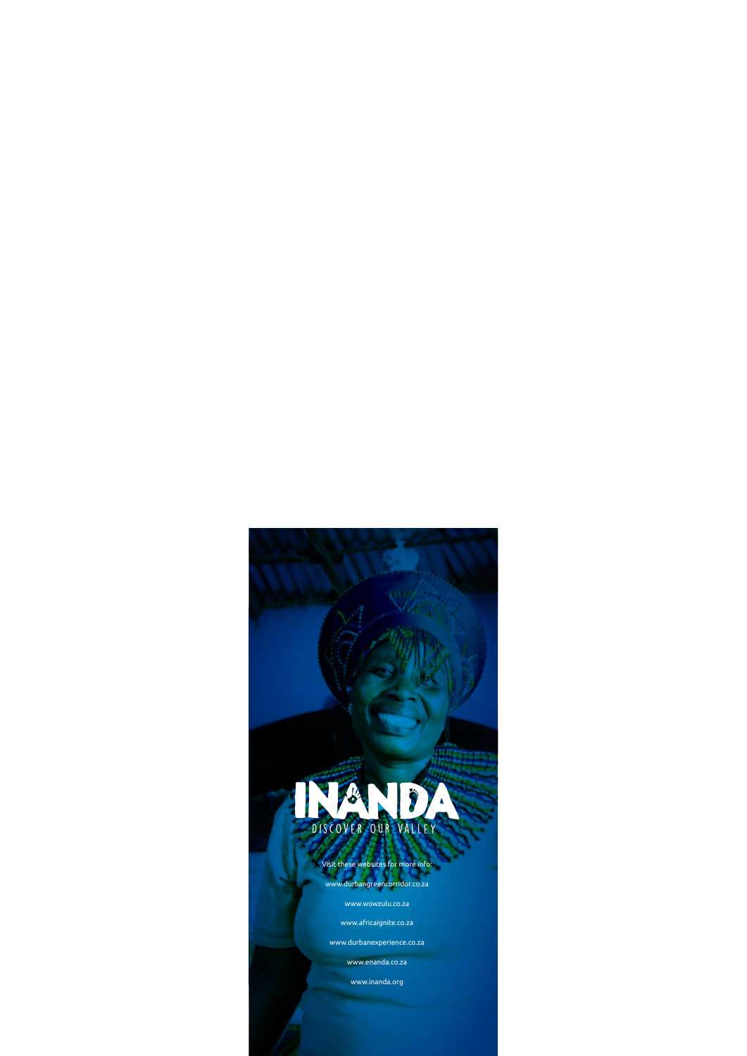# INANDA

DISCOVER OUR VALLEY

Visit these websites for more info:

www.durbangreencorridor.co.za

www.wowzulu.co.za

www.africaignite.co.za

www.durbanexperience.co.za

www.enanda.co.za

www.inanda.org